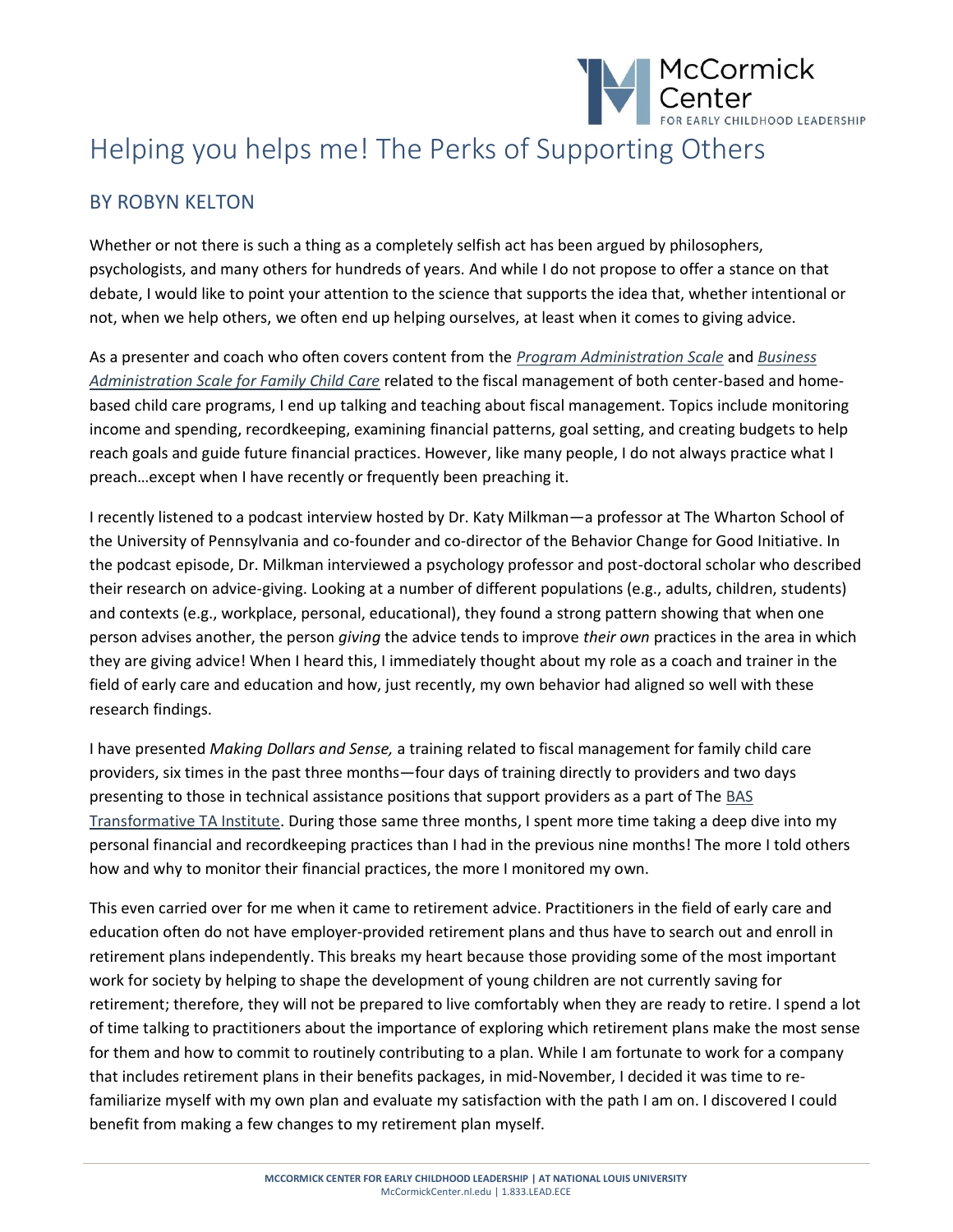# Helping you helps me! The Perks of Supporting Others

## BY ROBYN KELTON

Whether or not there is such a thing as a completely selfish act has been argued by philosophers, psychologists, and many others for hundreds of years. And while I do not propose to offer a stance on that debate, I would like to point your attention to the science that supports the idea that, whether intentional or not, when we help others, we often end up helping ourselves, at least when it comes to giving advice.

As a presenter and coach who often covers content from the *Program Administration Scale* and *Business Administration Scale for Family Child Care* related to the fiscal management of both center-based and home-based child care programs, I end up talking and teaching about fiscal management. Topics include monitoring income and spending, recordkeeping, examining financial patterns, goal setting, and creating budgets to help reach goals and guide future financial practices. However, like many people, I do not always practice what I preach…except when I have recently or frequently been preaching it.

I recently listened to a podcast interview hosted by Dr. Katy Milkman—a professor at The Wharton School of the University of Pennsylvania and co-founder and co-director of the Behavior Change for Good Initiative. In the podcast episode, Dr. Milkman interviewed a psychology professor and post-doctoral scholar who described their research on advice-giving. Looking at a number of different populations (e.g., adults, children, students) and contexts (e.g., workplace, personal, educational), they found a strong pattern showing that when one person advises another, the person *giving* the advice tends to improve *their own* practices in the area in which they are giving advice! When I heard this, I immediately thought about my role as a coach and trainer in the field of early care and education and how, just recently, my own behavior had aligned so well with these research findings.

I have presented *Making Dollars and Sense,* a training related to fiscal management for family child care providers, six times in the past three months—four days of training directly to providers and two days presenting to those in technical assistance positions that support providers as a part of The BAS Transformative TA Institute. During those same three months, I spent more time taking a deep dive into my personal financial and recordkeeping practices than I had in the previous nine months! The more I told others how and why to monitor their financial practices, the more I monitored my own.

This even carried over for me when it came to retirement advice. Practitioners in the field of early care and education often do not have employer-provided retirement plans and thus have to search out and enroll in retirement plans independently. This breaks my heart because those providing some of the most important work for society by helping to shape the development of young children are not currently saving for retirement; therefore, they will not be prepared to live comfortably when they are ready to retire. I spend a lot of time talking to practitioners about the importance of exploring which retirement plans make the most sense for them and how to commit to routinely contributing to a plan. While I am fortunate to work for a company that includes retirement plans in their benefits packages, in mid-November, I decided it was time to re-familiarize myself with my own plan and evaluate my satisfaction with the path I am on. I discovered I could benefit from making a few changes to my retirement plan myself.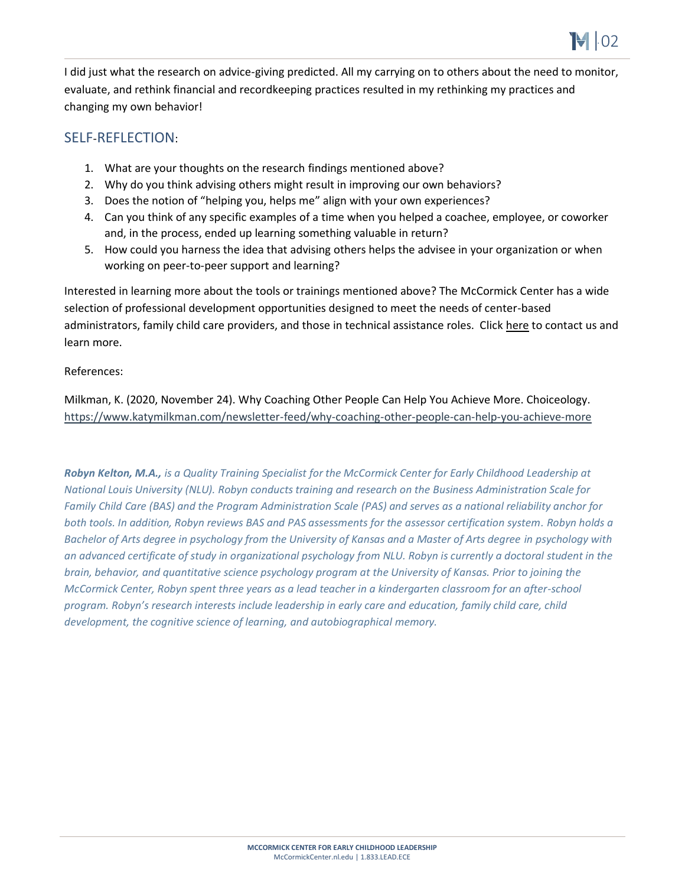I did just what the research on advice-giving predicted. All my carrying on to others about the need to monitor, evaluate, and rethink financial and recordkeeping practices resulted in my rethinking my practices and changing my own behavior!

## SELF-REFLECTION:

1. What are your thoughts on the research findings mentioned above?
2. Why do you think advising others might result in improving our own behaviors?
3. Does the notion of "helping you, helps me" align with your own experiences?
4. Can you think of any specific examples of a time when you helped a coachee, employee, or coworker and, in the process, ended up learning something valuable in return?
5. How could you harness the idea that advising others helps the advisee in your organization or when working on peer-to-peer support and learning?

Interested in learning more about the tools or trainings mentioned above? The McCormick Center has a wide selection of professional development opportunities designed to meet the needs of center-based administrators, family child care providers, and those in technical assistance roles. Click here to contact us and learn more.

References:

Milkman, K. (2020, November 24). Why Coaching Other People Can Help You Achieve More. Choiceology. https://www.katymilkman.com/newsletter-feed/why-coaching-other-people-can-help-you-achieve-more

***Robyn Kelton, M.A.,*** *is a Quality Training Specialist for the McCormick Center for Early Childhood Leadership at National Louis University (NLU). Robyn conducts training and research on the Business Administration Scale for Family Child Care (BAS) and the Program Administration Scale (PAS) and serves as a national reliability anchor for both tools. In addition, Robyn reviews BAS and PAS assessments for the assessor certification system. Robyn holds a Bachelor of Arts degree in psychology from the University of Kansas and a Master of Arts degree in psychology with an advanced certificate of study in organizational psychology from NLU. Robyn is currently a doctoral student in the brain, behavior, and quantitative science psychology program at the University of Kansas. Prior to joining the McCormick Center, Robyn spent three years as a lead teacher in a kindergarten classroom for an after-school program. Robyn's research interests include leadership in early care and education, family child care, child development, the cognitive science of learning, and autobiographical memory.*